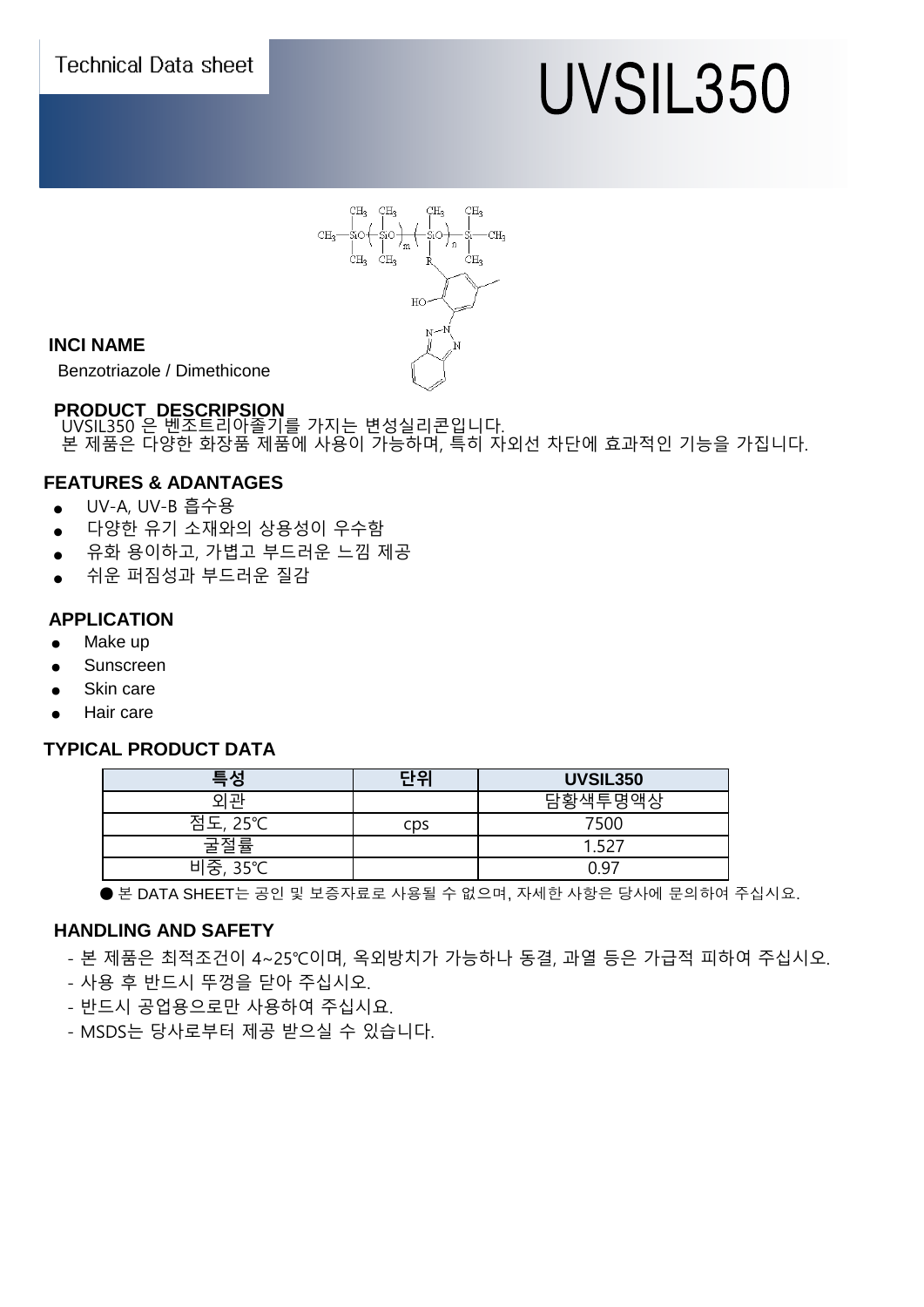Technical Data sheet

# UVSIL350

### INCI NAME

Benzotriazole / Dimethicone

### PRODUCT DESCRIPSION

UVSIL350 은 벤조트리아졸기를 가지는 변성실리콘입니다.
본 제품은 다양한 화장품 제품에 사용이 가능하며, 특히 자외선 차단에 효과적인 기능을 가집니다.

### FEATURES & ADANTAGES

- UV-A, UV-B 흡수용
- 다양한 유기 소재와의 상용성이 우수함
- 유화 용이하고, 가볍고 부드러운 느낌 제공
- 쉬운 퍼짐성과 부드러운 질감

### APPLICATION

- Make up
- Sunscreen
- Skin care
- Hair care

### TYPICAL PRODUCT DATA

| 특성 | 단위 | UVSIL350 |
|---|---|---|
| 외관 | | 담황색투명액상 |
| 점도, 25℃ | cps | 7500 |
| 굴절률 | | 1.527 |
| 비중, 35℃ | | 0.97 |

● 본 DATA SHEET는 공인 및 보증자료로 사용될 수 없으며, 자세한 사항은 당사에 문의하여 주십시요.

### HANDLING AND SAFETY

- 본 제품은 최적조건이 4~25℃이며, 옥외방치가 가능하나 동결, 과열 등은 가급적 피하여 주십시오.
- 사용 후 반드시 뚜껑을 닫아 주십시오.
- 반드시 공업용으로만 사용하여 주십시요.
- MSDS는 당사로부터 제공 받으실 수 있습니다.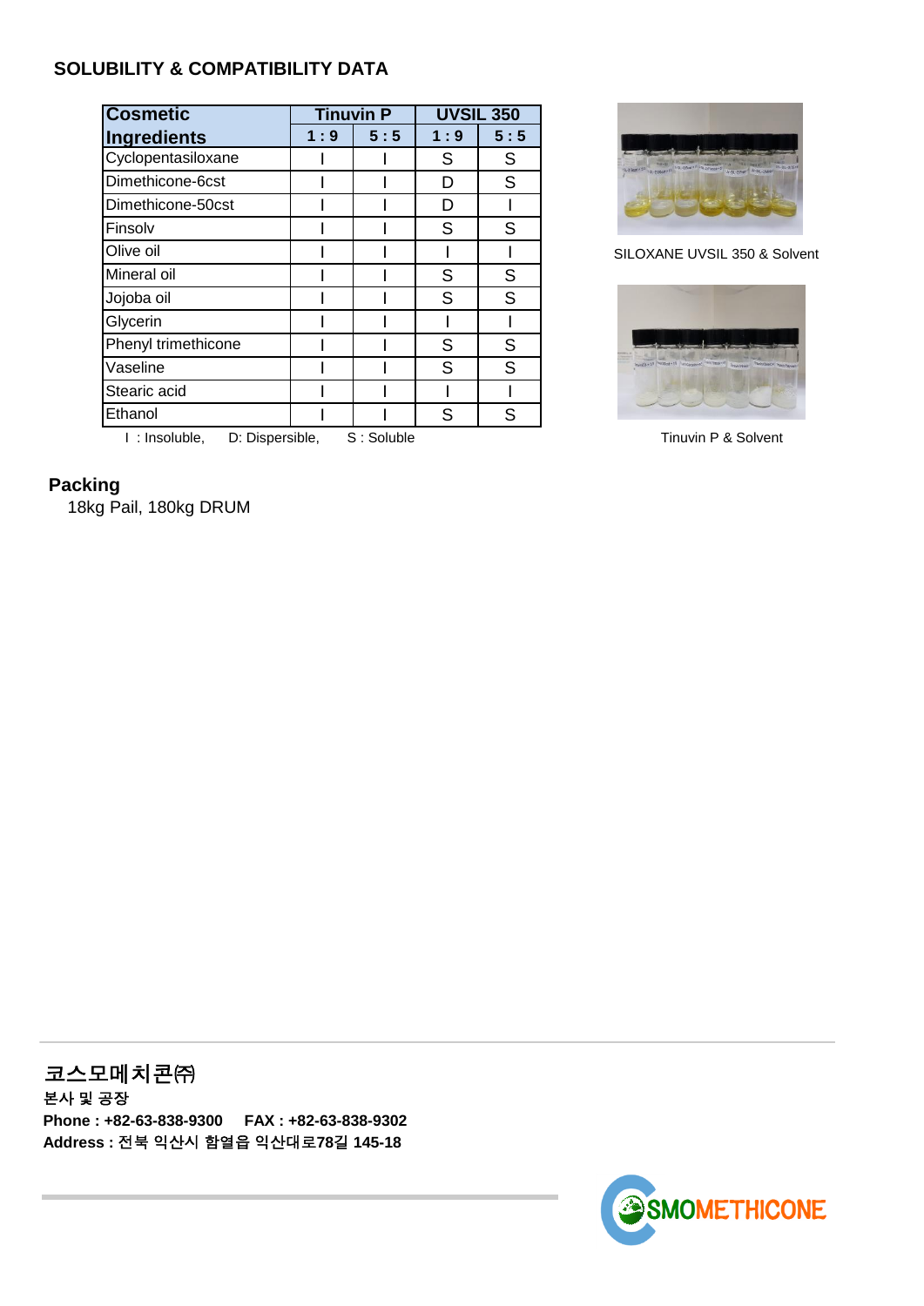## SOLUBILITY & COMPATIBILITY DATA

| Cosmetic Ingredients | Tinuvin P | | UVSIL 350 | |
|---|---|---|---|---|
| | 1 : 9 | 5 : 5 | 1 : 9 | 5 : 5 |
| Cyclopentasiloxane | I | I | S | S |
| Dimethicone-6cst | I | I | D | S |
| Dimethicone-50cst | I | I | D | I |
| Finsolv | I | I | S | S |
| Olive oil | I | I | I | I |
| Mineral oil | I | I | S | S |
| Jojoba oil | I | I | S | S |
| Glycerin | I | I | I | I |
| Phenyl trimethicone | I | I | S | S |
| Vaseline | I | I | S | S |
| Stearic acid | I | I | I | I |
| Ethanol | I | I | S | S |

I : Insoluble, D: Dispersible, S : Soluble

SILOXANE UVSIL 350 & Solvent

Tinuvin P & Solvent

## Packing

18kg Pail, 180kg DRUM

**코스모메치콘㈜**

**본사 및 공장**

**Phone : +82-63-838-9300 FAX : +82-63-838-9302**

**Address : 전북 익산시 함열읍 익산대로78길 145-18**

COSMOMETHICONE